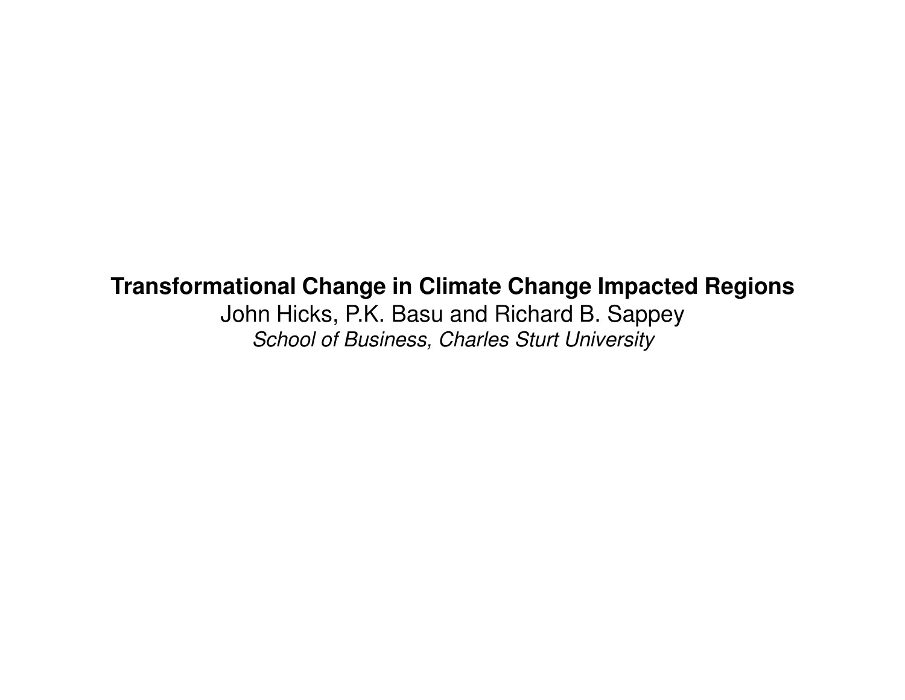# Transformational Change in Climate Change Impacted Regions

John Hicks, P.K. Basu and Richard B. Sappey

*School of Business, Charles Sturt University*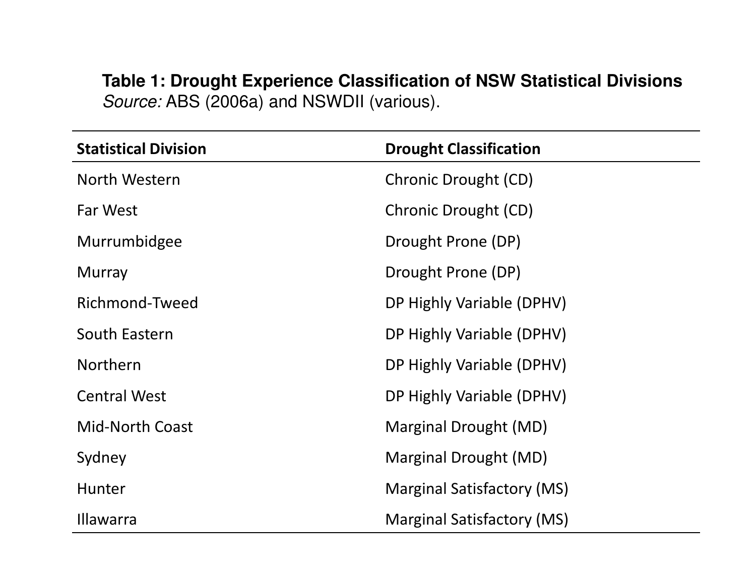**Table 1: Drought Experience Classification of NSW Statistical Divisions**
*Source:* ABS (2006a) and NSWDII (various).

| Statistical Division | Drought Classification |
|---|---|
| North Western | Chronic Drought (CD) |
| Far West | Chronic Drought (CD) |
| Murrumbidgee | Drought Prone (DP) |
| Murray | Drought Prone (DP) |
| Richmond-Tweed | DP Highly Variable (DPHV) |
| South Eastern | DP Highly Variable (DPHV) |
| Northern | DP Highly Variable (DPHV) |
| Central West | DP Highly Variable (DPHV) |
| Mid-North Coast | Marginal Drought (MD) |
| Sydney | Marginal Drought (MD) |
| Hunter | Marginal Satisfactory (MS) |
| Illawarra | Marginal Satisfactory (MS) |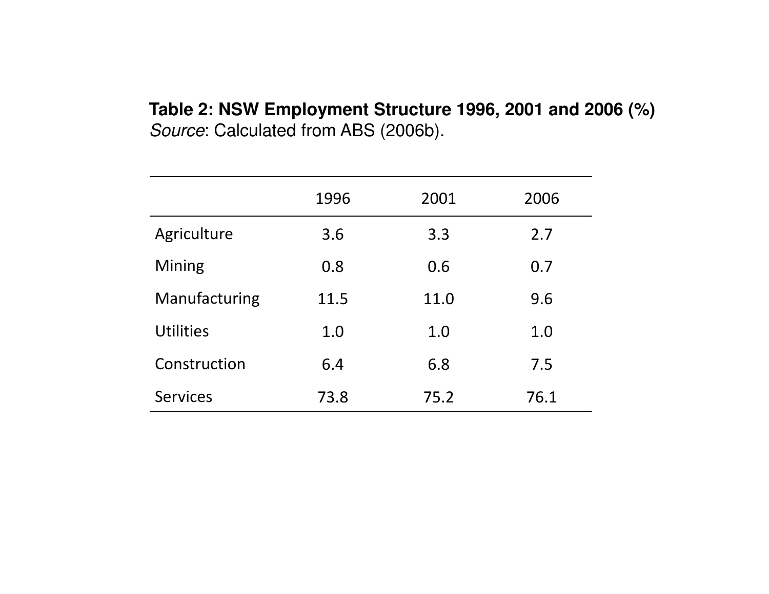**Table 2: NSW Employment Structure 1996, 2001 and 2006 (%)**
*Source*: Calculated from ABS (2006b).

| | 1996 | 2001 | 2006 |
|---|---|---|---|
| Agriculture | 3.6 | 3.3 | 2.7 |
| Mining | 0.8 | 0.6 | 0.7 |
| Manufacturing | 11.5 | 11.0 | 9.6 |
| Utilities | 1.0 | 1.0 | 1.0 |
| Construction | 6.4 | 6.8 | 7.5 |
| Services | 73.8 | 75.2 | 76.1 |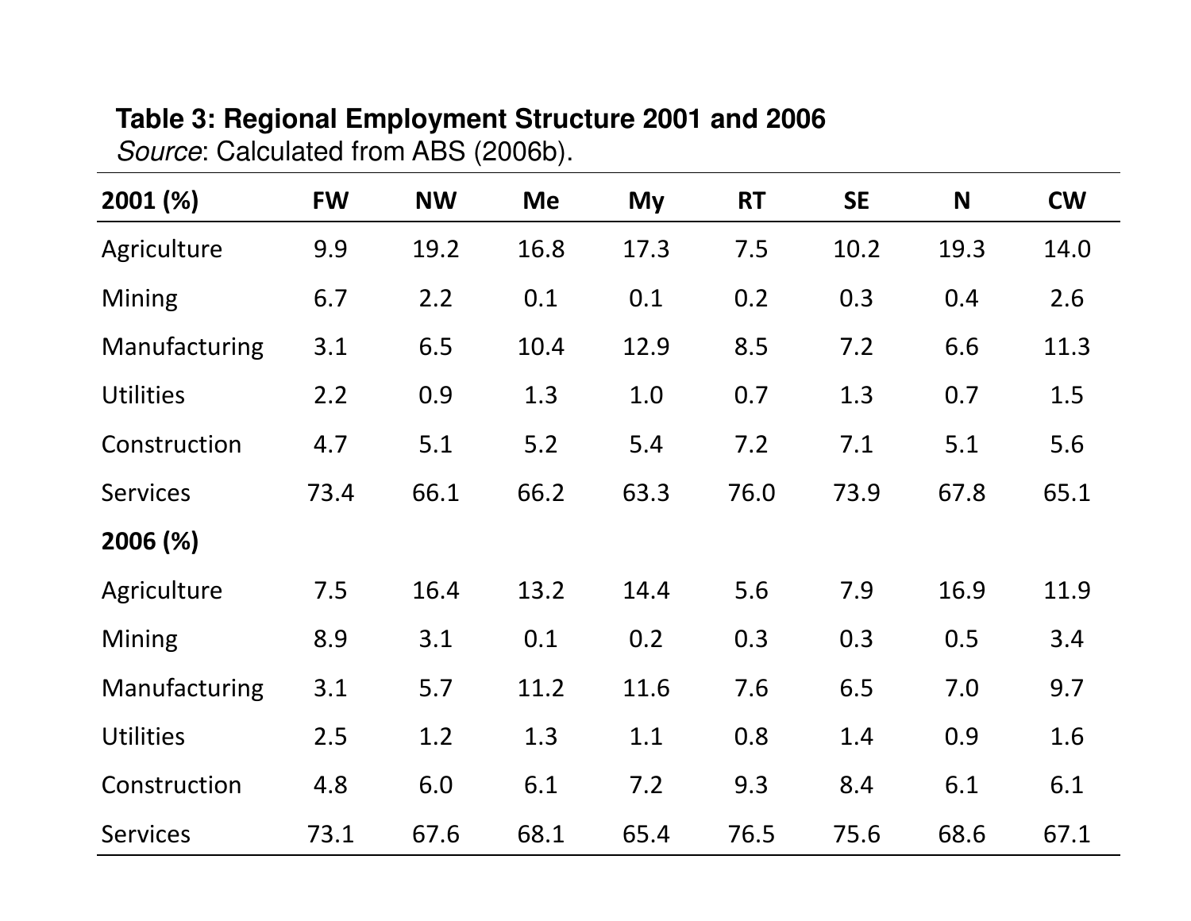**Table 3: Regional Employment Structure 2001 and 2006**

*Source*: Calculated from ABS (2006b).

| 2001 (%) | FW | NW | Me | My | RT | SE | N | CW |
|---|---|---|---|---|---|---|---|---|
| Agriculture | 9.9 | 19.2 | 16.8 | 17.3 | 7.5 | 10.2 | 19.3 | 14.0 |
| Mining | 6.7 | 2.2 | 0.1 | 0.1 | 0.2 | 0.3 | 0.4 | 2.6 |
| Manufacturing | 3.1 | 6.5 | 10.4 | 12.9 | 8.5 | 7.2 | 6.6 | 11.3 |
| Utilities | 2.2 | 0.9 | 1.3 | 1.0 | 0.7 | 1.3 | 0.7 | 1.5 |
| Construction | 4.7 | 5.1 | 5.2 | 5.4 | 7.2 | 7.1 | 5.1 | 5.6 |
| Services | 73.4 | 66.1 | 66.2 | 63.3 | 76.0 | 73.9 | 67.8 | 65.1 |
| **2006 (%)** | | | | | | | | |
| Agriculture | 7.5 | 16.4 | 13.2 | 14.4 | 5.6 | 7.9 | 16.9 | 11.9 |
| Mining | 8.9 | 3.1 | 0.1 | 0.2 | 0.3 | 0.3 | 0.5 | 3.4 |
| Manufacturing | 3.1 | 5.7 | 11.2 | 11.6 | 7.6 | 6.5 | 7.0 | 9.7 |
| Utilities | 2.5 | 1.2 | 1.3 | 1.1 | 0.8 | 1.4 | 0.9 | 1.6 |
| Construction | 4.8 | 6.0 | 6.1 | 7.2 | 9.3 | 8.4 | 6.1 | 6.1 |
| Services | 73.1 | 67.6 | 68.1 | 65.4 | 76.5 | 75.6 | 68.6 | 67.1 |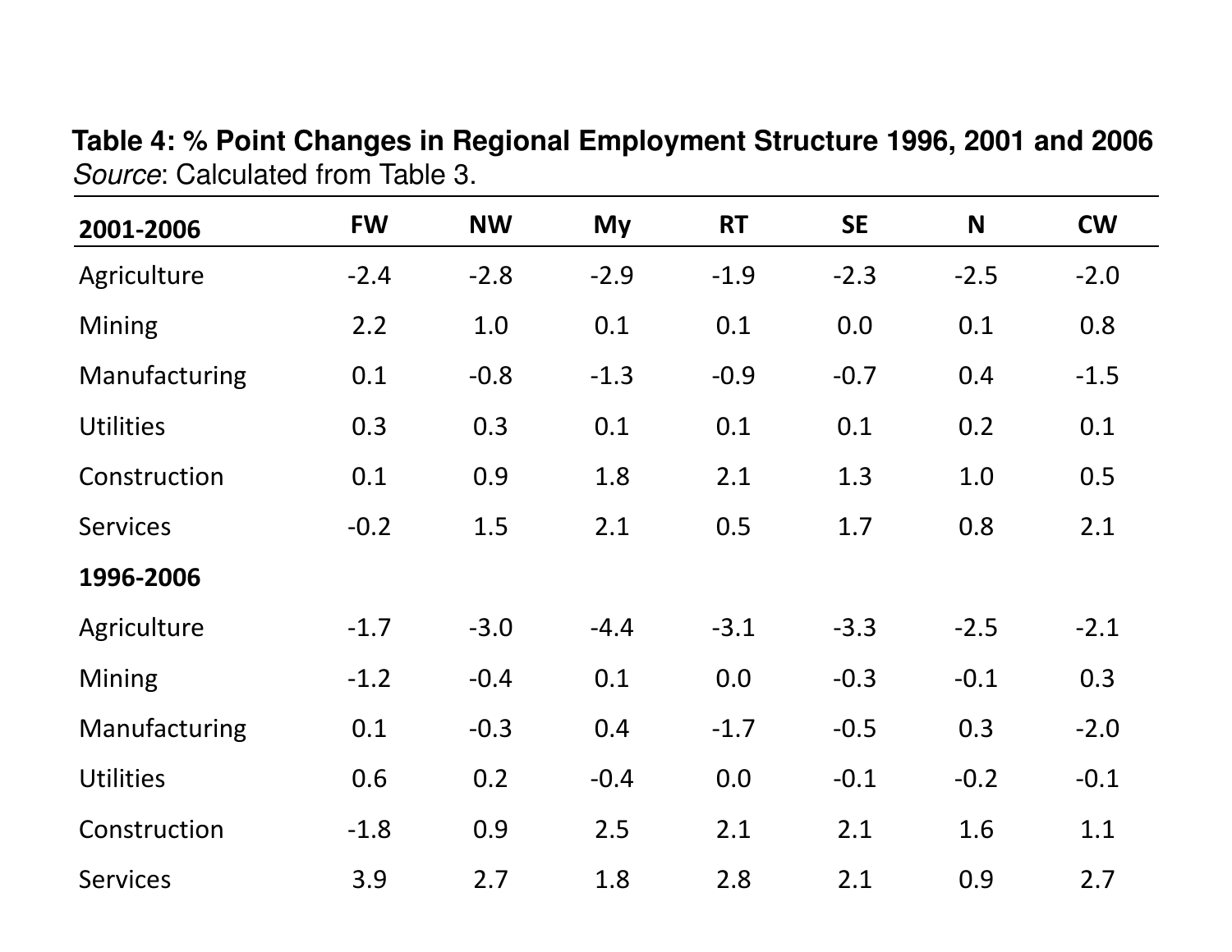**Table 4: % Point Changes in Regional Employment Structure 1996, 2001 and 2006**
*Source*: Calculated from Table 3.

| **2001-2006** | **FW** | **NW** | **My** | **RT** | **SE** | **N** | **CW** |
|---|---|---|---|---|---|---|---|
| Agriculture | -2.4 | -2.8 | -2.9 | -1.9 | -2.3 | -2.5 | -2.0 |
| Mining | 2.2 | 1.0 | 0.1 | 0.1 | 0.0 | 0.1 | 0.8 |
| Manufacturing | 0.1 | -0.8 | -1.3 | -0.9 | -0.7 | 0.4 | -1.5 |
| Utilities | 0.3 | 0.3 | 0.1 | 0.1 | 0.1 | 0.2 | 0.1 |
| Construction | 0.1 | 0.9 | 1.8 | 2.1 | 1.3 | 1.0 | 0.5 |
| Services | -0.2 | 1.5 | 2.1 | 0.5 | 1.7 | 0.8 | 2.1 |
| **1996-2006** | | | | | | | |
| Agriculture | -1.7 | -3.0 | -4.4 | -3.1 | -3.3 | -2.5 | -2.1 |
| Mining | -1.2 | -0.4 | 0.1 | 0.0 | -0.3 | -0.1 | 0.3 |
| Manufacturing | 0.1 | -0.3 | 0.4 | -1.7 | -0.5 | 0.3 | -2.0 |
| Utilities | 0.6 | 0.2 | -0.4 | 0.0 | -0.1 | -0.2 | -0.1 |
| Construction | -1.8 | 0.9 | 2.5 | 2.1 | 2.1 | 1.6 | 1.1 |
| Services | 3.9 | 2.7 | 1.8 | 2.8 | 2.1 | 0.9 | 2.7 |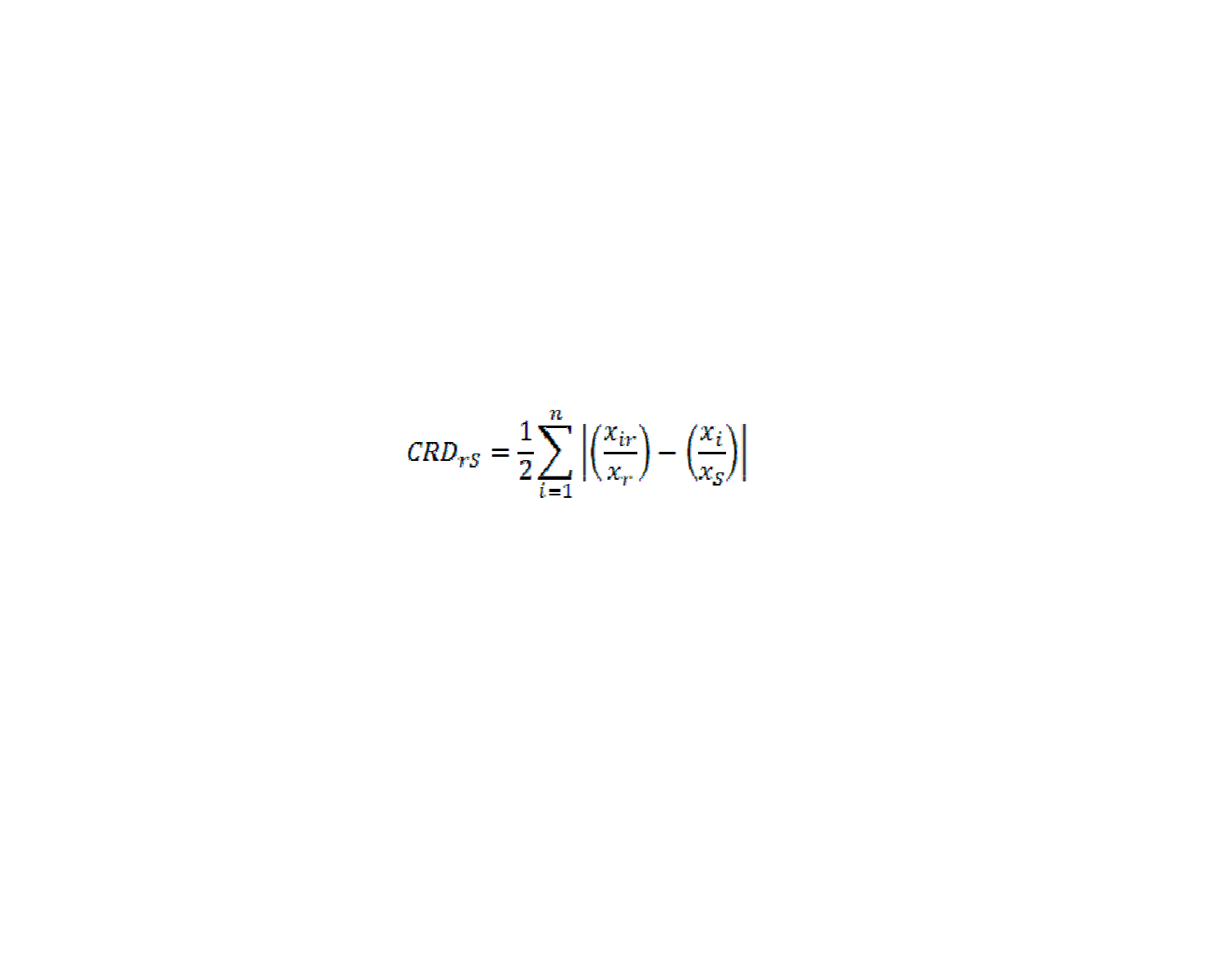$$CRD_{rS} = \frac{1}{2}\sum_{i=1}^{n}\left|\left(\frac{x_{ir}}{x_r}\right) - \left(\frac{x_i}{x_S}\right)\right|$$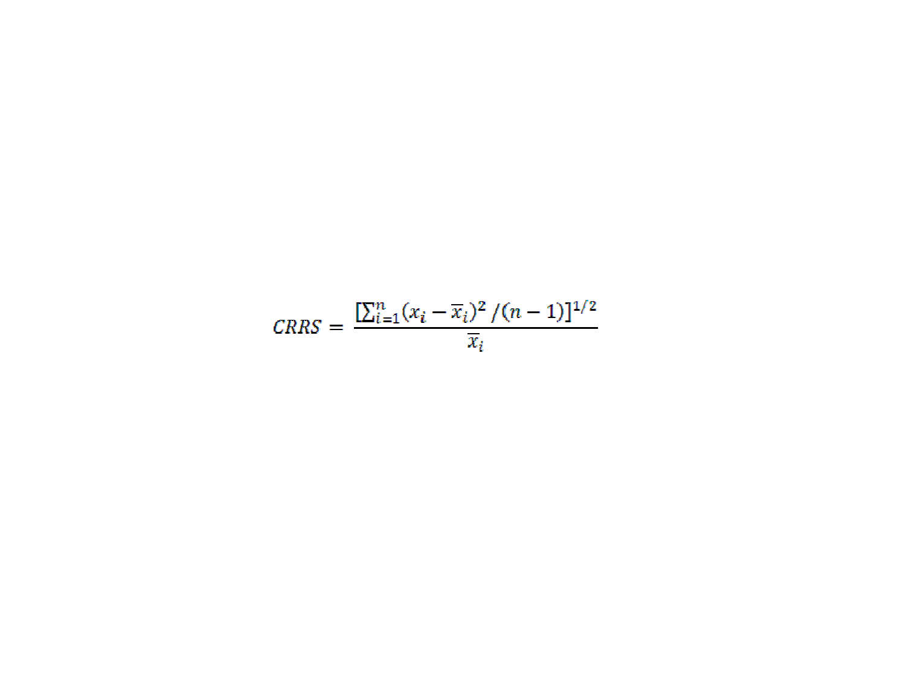$$CRRS = \frac{\left[\sum_{i=1}^{n}(x_i - \overline{x}_i)^2 / (n-1)\right]^{1/2}}{\overline{x}_i}$$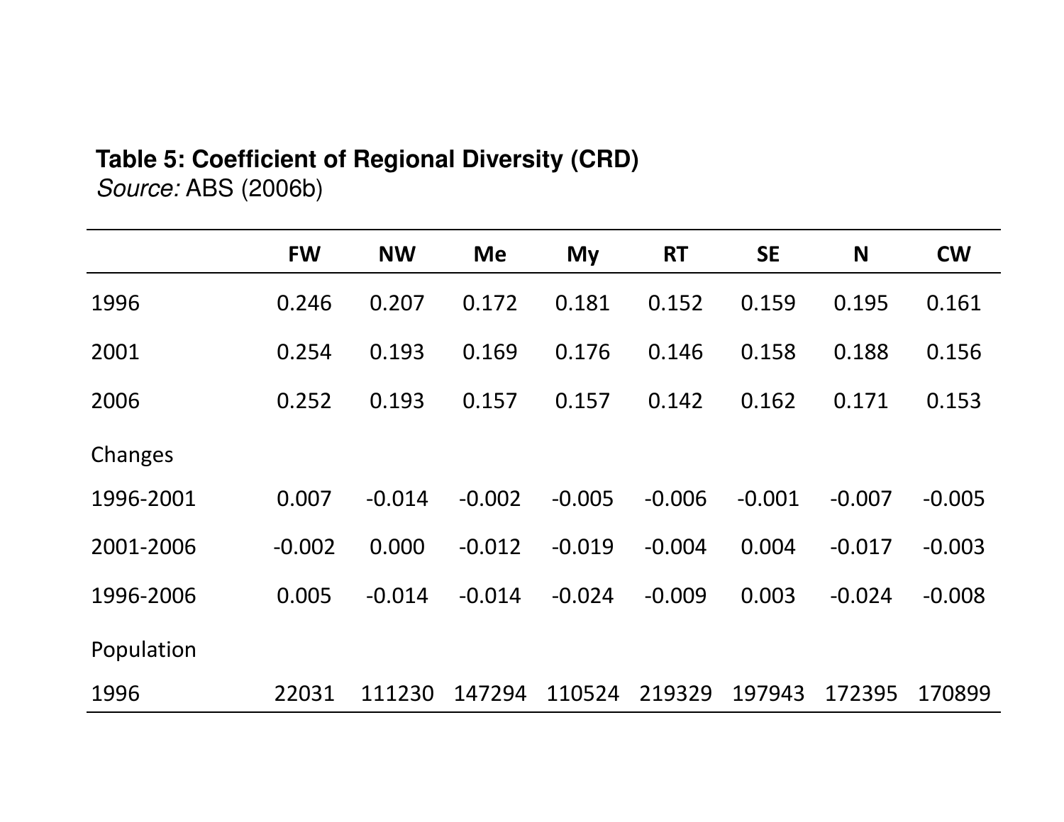**Table 5: Coefficient of Regional Diversity (CRD)**
*Source:* ABS (2006b)

| | FW | NW | Me | My | RT | SE | N | CW |
|---|---|---|---|---|---|---|---|---|
| 1996 | 0.246 | 0.207 | 0.172 | 0.181 | 0.152 | 0.159 | 0.195 | 0.161 |
| 2001 | 0.254 | 0.193 | 0.169 | 0.176 | 0.146 | 0.158 | 0.188 | 0.156 |
| 2006 | 0.252 | 0.193 | 0.157 | 0.157 | 0.142 | 0.162 | 0.171 | 0.153 |
| Changes | | | | | | | | |
| 1996-2001 | 0.007 | -0.014 | -0.002 | -0.005 | -0.006 | -0.001 | -0.007 | -0.005 |
| 2001-2006 | -0.002 | 0.000 | -0.012 | -0.019 | -0.004 | 0.004 | -0.017 | -0.003 |
| 1996-2006 | 0.005 | -0.014 | -0.014 | -0.024 | -0.009 | 0.003 | -0.024 | -0.008 |
| Population | | | | | | | | |
| 1996 | 22031 | 111230 | 147294 | 110524 | 219329 | 197943 | 172395 | 170899 |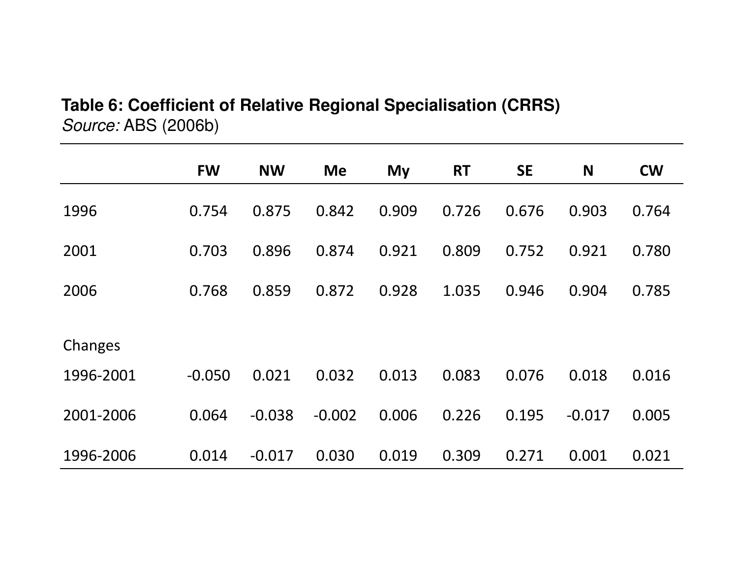**Table 6: Coefficient of Relative Regional Specialisation (CRRS)**
*Source:* ABS (2006b)

| | FW | NW | Me | My | RT | SE | N | CW |
|---|---|---|---|---|---|---|---|---|
| 1996 | 0.754 | 0.875 | 0.842 | 0.909 | 0.726 | 0.676 | 0.903 | 0.764 |
| 2001 | 0.703 | 0.896 | 0.874 | 0.921 | 0.809 | 0.752 | 0.921 | 0.780 |
| 2006 | 0.768 | 0.859 | 0.872 | 0.928 | 1.035 | 0.946 | 0.904 | 0.785 |
| Changes | | | | | | | | |
| 1996-2001 | -0.050 | 0.021 | 0.032 | 0.013 | 0.083 | 0.076 | 0.018 | 0.016 |
| 2001-2006 | 0.064 | -0.038 | -0.002 | 0.006 | 0.226 | 0.195 | -0.017 | 0.005 |
| 1996-2006 | 0.014 | -0.017 | 0.030 | 0.019 | 0.309 | 0.271 | 0.001 | 0.021 |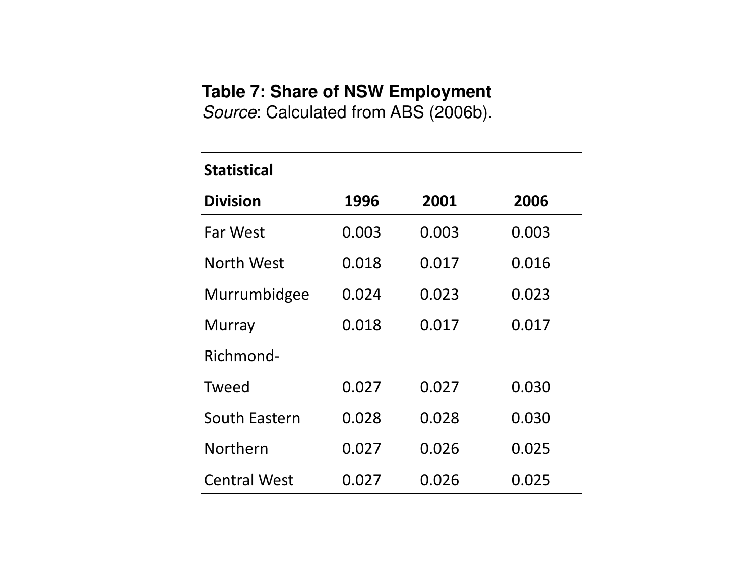**Table 7: Share of NSW Employment**
*Source*: Calculated from ABS (2006b).

| Statistical Division | 1996 | 2001 | 2006 |
|---|---|---|---|
| Far West | 0.003 | 0.003 | 0.003 |
| North West | 0.018 | 0.017 | 0.016 |
| Murrumbidgee | 0.024 | 0.023 | 0.023 |
| Murray | 0.018 | 0.017 | 0.017 |
| Richmond-Tweed | 0.027 | 0.027 | 0.030 |
| South Eastern | 0.028 | 0.028 | 0.030 |
| Northern | 0.027 | 0.026 | 0.025 |
| Central West | 0.027 | 0.026 | 0.025 |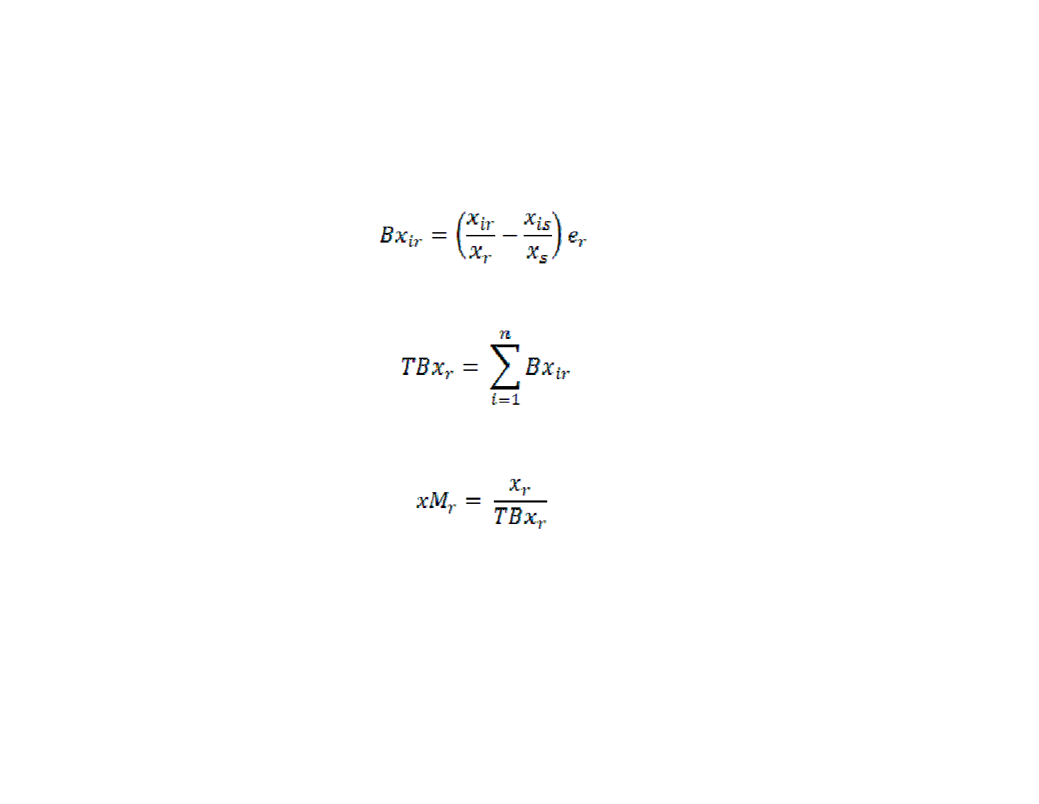$$Bx_{ir} = \left(\frac{x_{ir}}{x_r} - \frac{x_{is}}{x_s}\right) e_r$$

$$TBx_r = \sum_{i=1}^{n} Bx_{ir}$$

$$xM_r = \frac{x_r}{TBx_r}$$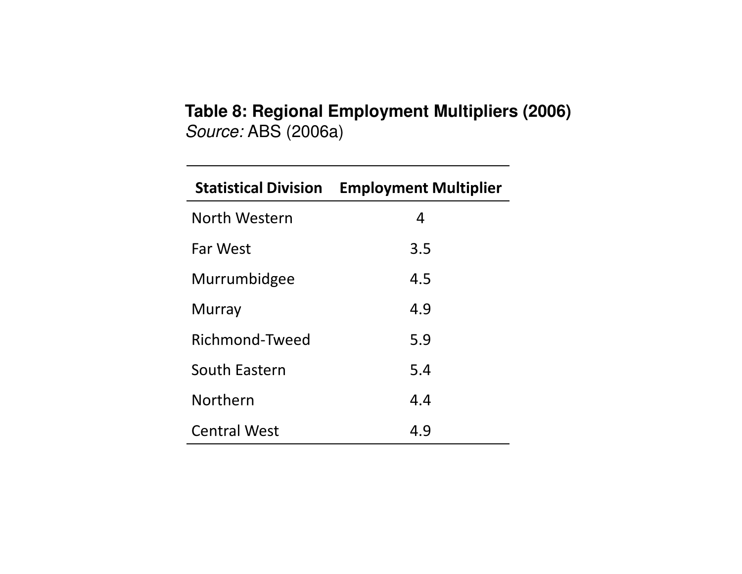**Table 8: Regional Employment Multipliers (2006)**
*Source:* ABS (2006a)

| Statistical Division | Employment Multiplier |
|---|---|
| North Western | 4 |
| Far West | 3.5 |
| Murrumbidgee | 4.5 |
| Murray | 4.9 |
| Richmond-Tweed | 5.9 |
| South Eastern | 5.4 |
| Northern | 4.4 |
| Central West | 4.9 |